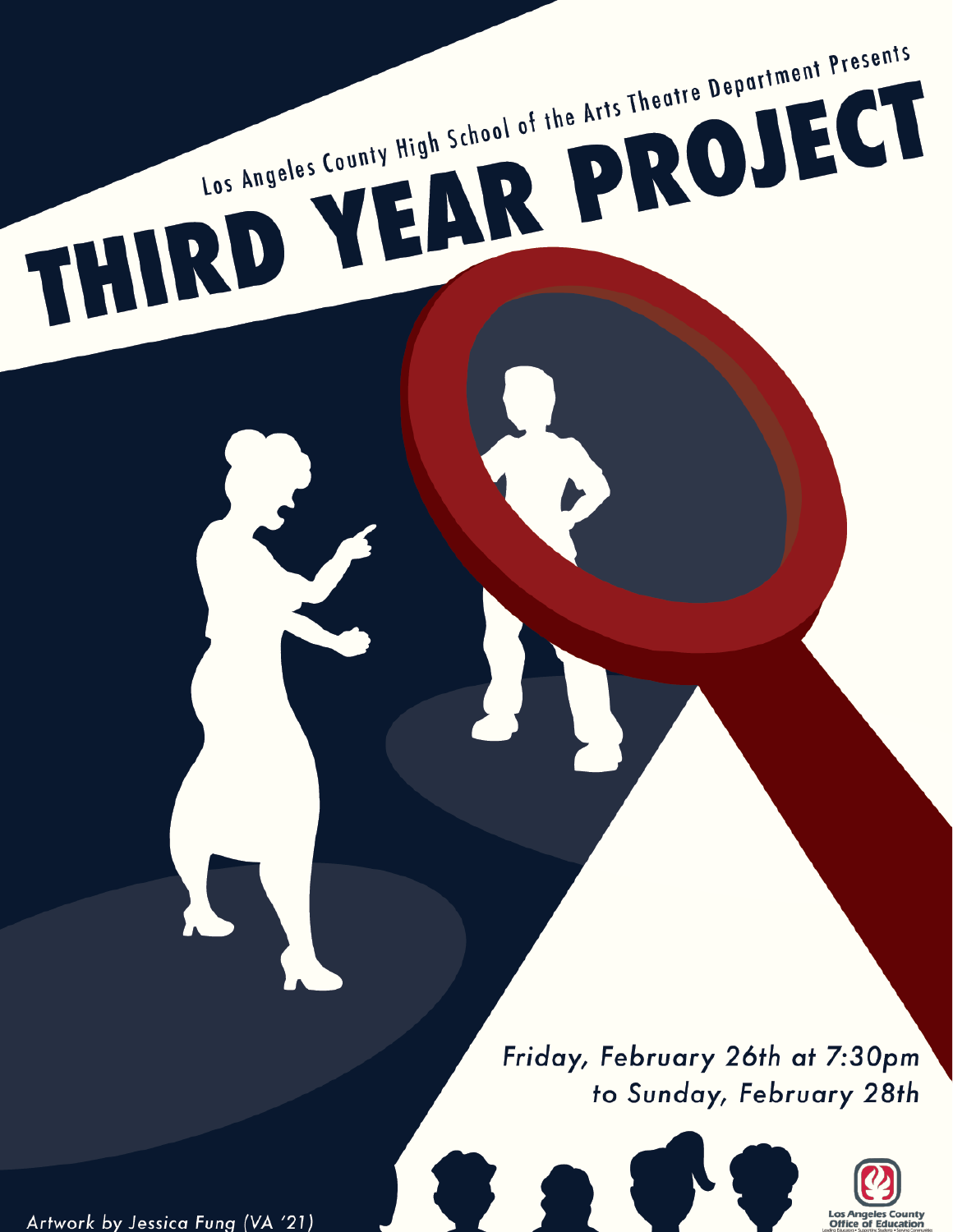Los Angeles County High School of the Arts Theatre Department Presents

# THIRD YEAR PROJECT

*Friday, February 26th at 7:30pm to Sunday, February 28th*

*Artwork by Jessica Fung (VA '21)*

Los Angeles County Office of Education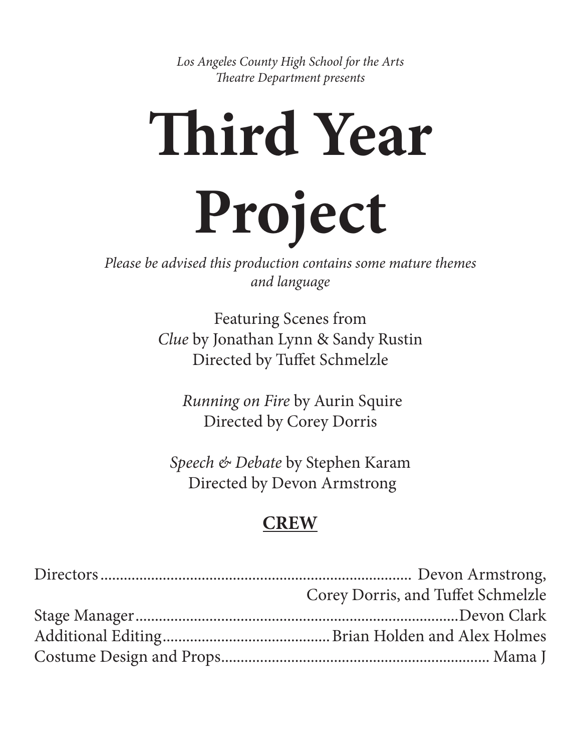*Los Angeles County High School for the Arts*
*Theatre Department presents*

# Third Year Project

*Please be advised this production contains some mature themes and language*

Featuring Scenes from
*Clue* by Jonathan Lynn & Sandy Rustin
Directed by Tuffet Schmelzle

*Running on Fire* by Aurin Squire
Directed by Corey Dorris

*Speech & Debate* by Stephen Karam
Directed by Devon Armstrong

## CREW

Directors................................................................................ Devon Armstrong, Corey Dorris, and Tuffet Schmelzle
Stage Manager......................................................................................Devon Clark
Additional Editing..........................................Brian Holden and Alex Holmes
Costume Design and Props..................................................................... Mama J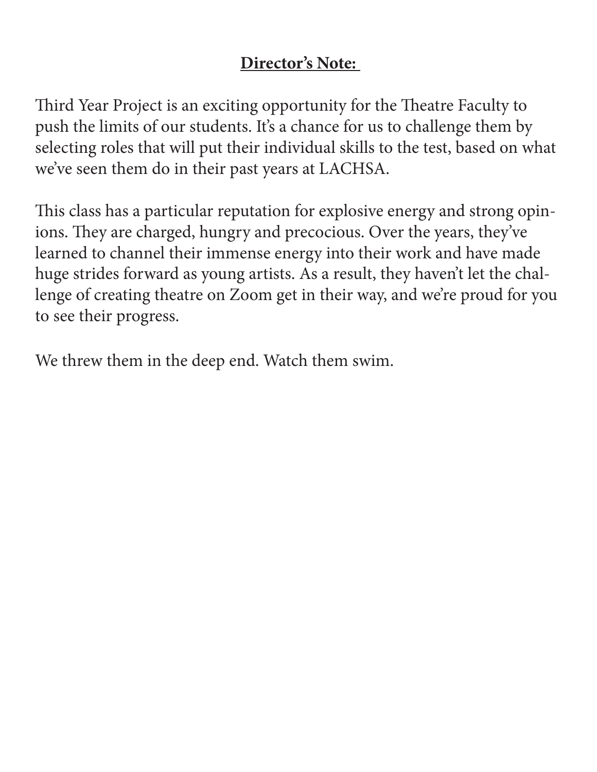**Director's Note:**

Third Year Project is an exciting opportunity for the Theatre Faculty to push the limits of our students. It's a chance for us to challenge them by selecting roles that will put their individual skills to the test, based on what we've seen them do in their past years at LACHSA.

This class has a particular reputation for explosive energy and strong opinions. They are charged, hungry and precocious. Over the years, they've learned to channel their immense energy into their work and have made huge strides forward as young artists. As a result, they haven't let the challenge of creating theatre on Zoom get in their way, and we're proud for you to see their progress.

We threw them in the deep end. Watch them swim.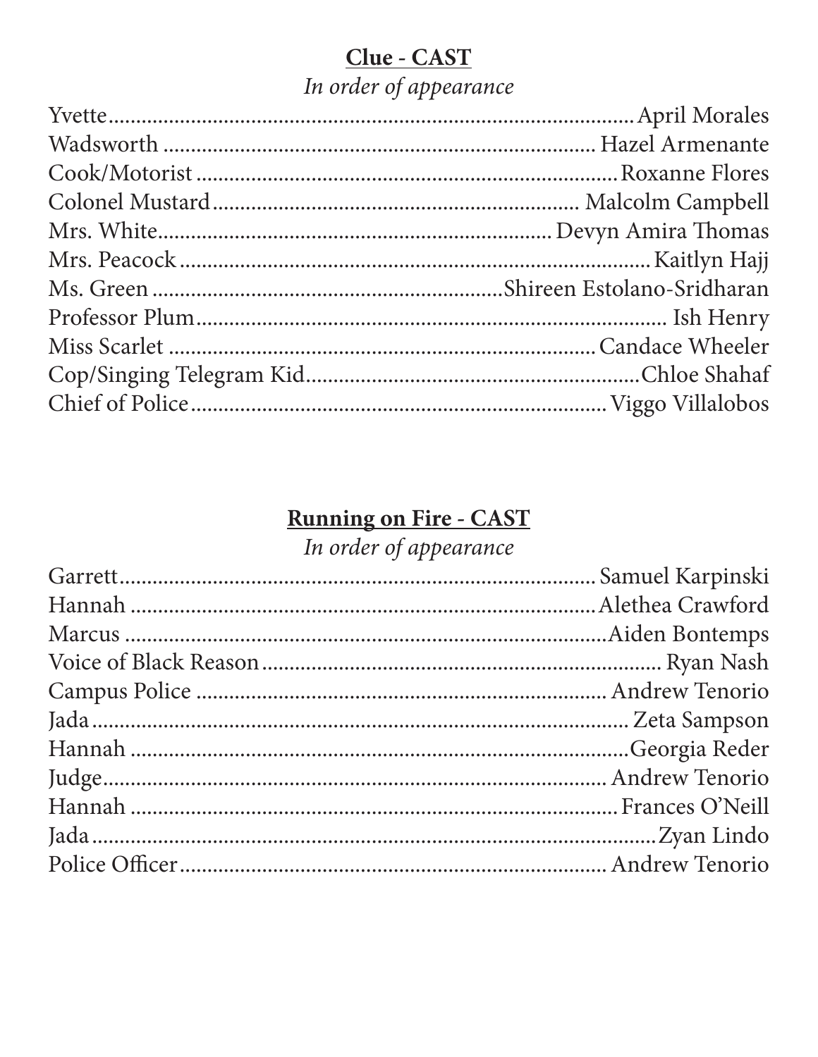## Clue - CAST

*In order of appearance*

| Role | Actor |
| --- | --- |
| Yvette | April Morales |
| Wadsworth | Hazel Armenante |
| Cook/Motorist | Roxanne Flores |
| Colonel Mustard | Malcolm Campbell |
| Mrs. White | Devyn Amira Thomas |
| Mrs. Peacock | Kaitlyn Hajj |
| Ms. Green | Shireen Estolano-Sridharan |
| Professor Plum | Ish Henry |
| Miss Scarlet | Candace Wheeler |
| Cop/Singing Telegram Kid | Chloe Shahaf |
| Chief of Police | Viggo Villalobos |

## Running on Fire - CAST

*In order of appearance*

| Role | Actor |
| --- | --- |
| Garrett | Samuel Karpinski |
| Hannah | Alethea Crawford |
| Marcus | Aiden Bontemps |
| Voice of Black Reason | Ryan Nash |
| Campus Police | Andrew Tenorio |
| Jada | Zeta Sampson |
| Hannah | Georgia Reder |
| Judge | Andrew Tenorio |
| Hannah | Frances O'Neill |
| Jada | Zyan Lindo |
| Police Officer | Andrew Tenorio |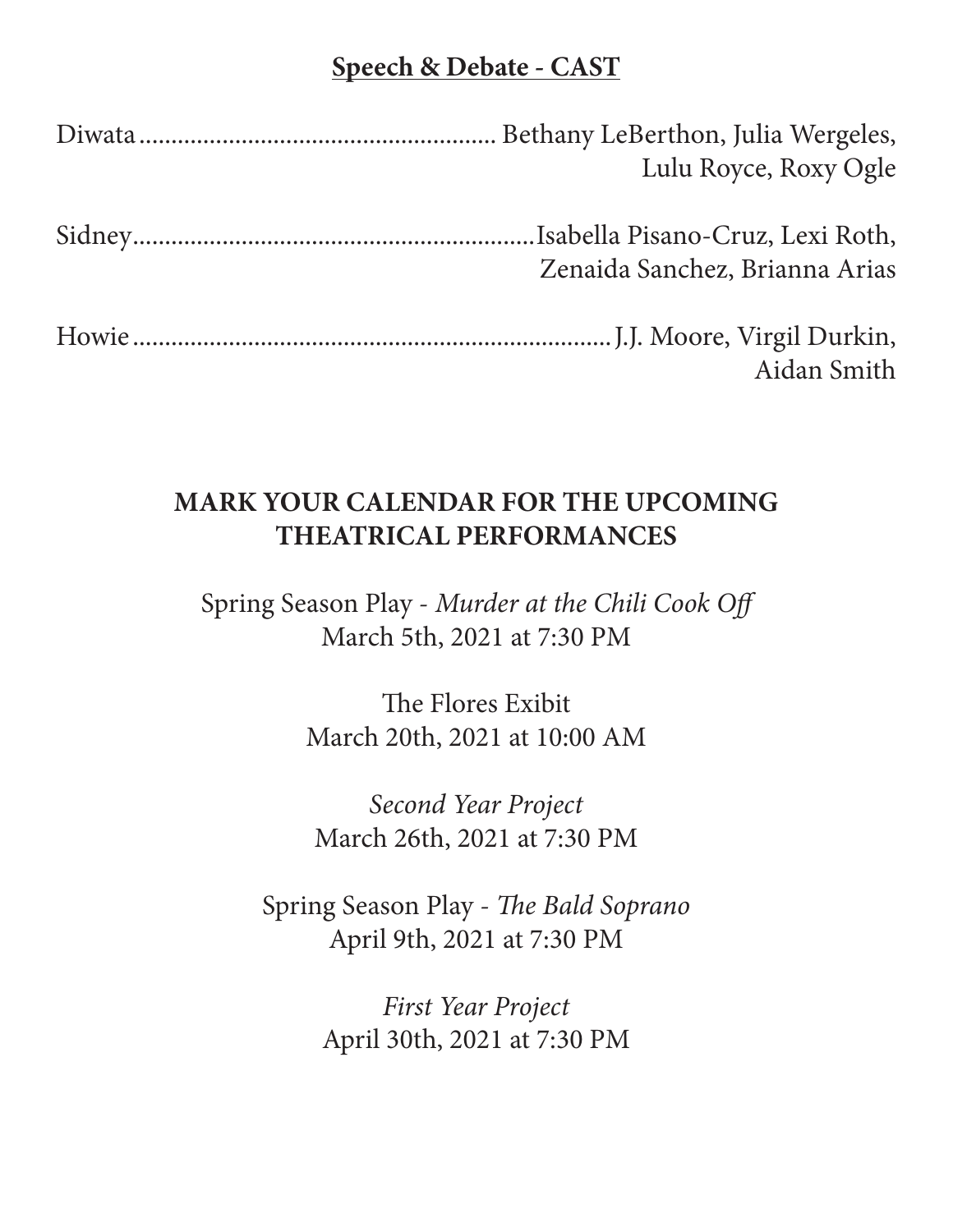## Speech & Debate - CAST

Diwata........................................................ Bethany LeBerthon, Julia Wergeles, Lulu Royce, Roxy Ogle

Sidney...............................................................Isabella Pisano-Cruz, Lexi Roth, Zenaida Sanchez, Brianna Arias

Howie............................................................................J.J. Moore, Virgil Durkin, Aidan Smith

## MARK YOUR CALENDAR FOR THE UPCOMING THEATRICAL PERFORMANCES

Spring Season Play - *Murder at the Chili Cook Off*
March 5th, 2021 at 7:30 PM

The Flores Exibit
March 20th, 2021 at 10:00 AM

*Second Year Project*
March 26th, 2021 at 7:30 PM

Spring Season Play - *The Bald Soprano*
April 9th, 2021 at 7:30 PM

*First Year Project*
April 30th, 2021 at 7:30 PM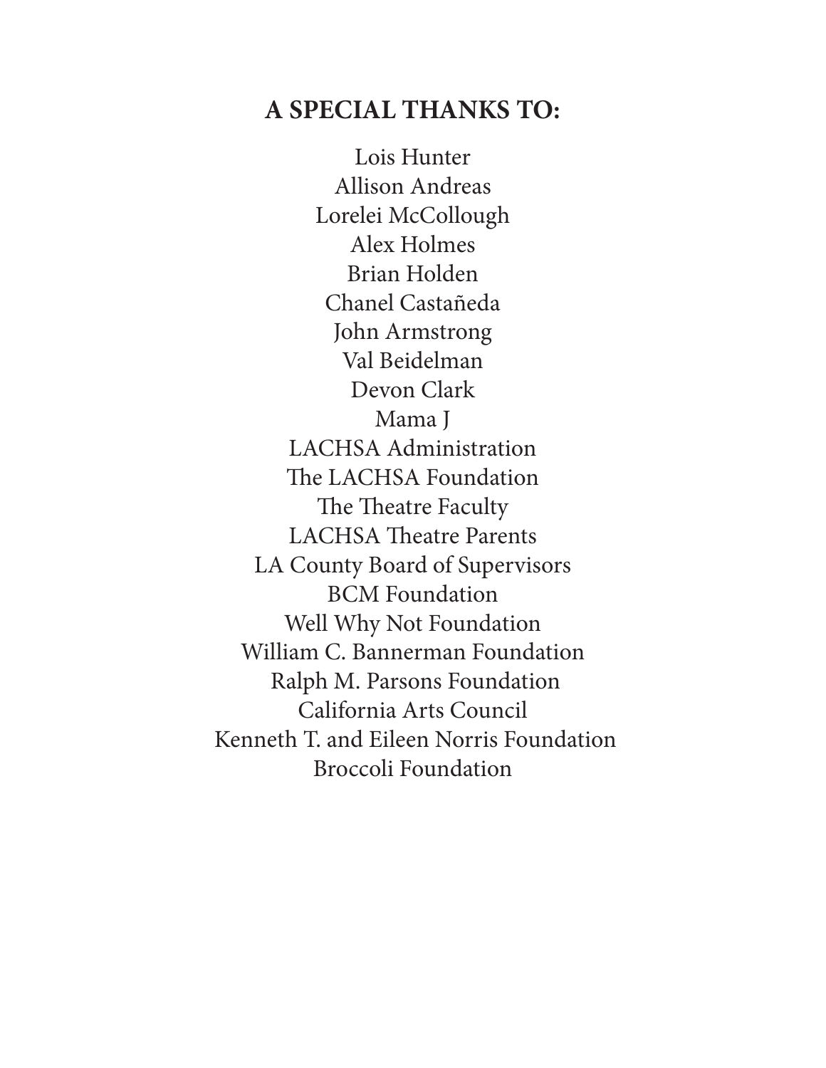## A SPECIAL THANKS TO:

Lois Hunter
Allison Andreas
Lorelei McCollough
Alex Holmes
Brian Holden
Chanel Castañeda
John Armstrong
Val Beidelman
Devon Clark
Mama J
LACHSA Administration
The LACHSA Foundation
The Theatre Faculty
LACHSA Theatre Parents
LA County Board of Supervisors
BCM Foundation
Well Why Not Foundation
William C. Bannerman Foundation
Ralph M. Parsons Foundation
California Arts Council
Kenneth T. and Eileen Norris Foundation
Broccoli Foundation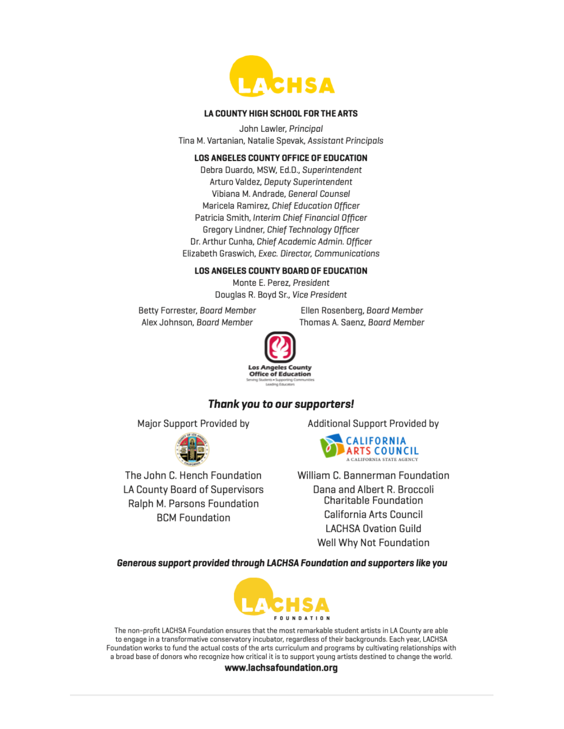LACHSA

## LA COUNTY HIGH SCHOOL FOR THE ARTS

John Lawler, *Principal*
Tina M. Vartanian, Natalie Spevak, *Assistant Principals*

## LOS ANGELES COUNTY OFFICE OF EDUCATION

Debra Duardo, MSW, Ed.D., *Superintendent*
Arturo Valdez, *Deputy Superintendent*
Vibiana M. Andrade, *General Counsel*
Maricela Ramirez, *Chief Education Officer*
Patricia Smith, *Interim Chief Financial Officer*
Gregory Lindner, *Chief Technology Officer*
Dr. Arthur Cunha, *Chief Academic Admin. Officer*
Elizabeth Graswich, *Exec. Director, Communications*

## LOS ANGELES COUNTY BOARD OF EDUCATION

Monte E. Perez, *President*
Douglas R. Boyd Sr., *Vice President*

Betty Forrester, *Board Member*
Alex Johnson, *Board Member*
Ellen Rosenberg, *Board Member*
Thomas A. Saenz, *Board Member*

Los Angeles County Office of Education
Serving Students • Supporting Communities • Leading Educators

## *Thank you to our supporters!*

Major Support Provided by

The John C. Hench Foundation
LA County Board of Supervisors
Ralph M. Parsons Foundation
BCM Foundation

Additional Support Provided by

CALIFORNIA ARTS COUNCIL
A CALIFORNIA STATE AGENCY

William C. Bannerman Foundation
Dana and Albert R. Broccoli Charitable Foundation
California Arts Council
LACHSA Ovation Guild
Well Why Not Foundation

***Generous support provided through LACHSA Foundation and supporters like you***

LACHSA FOUNDATION

The non-profit LACHSA Foundation ensures that the most remarkable student artists in LA County are able to engage in a transformative conservatory incubator, regardless of their backgrounds. Each year, LACHSA Foundation works to fund the actual costs of the arts curriculum and programs by cultivating relationships with a broad base of donors who recognize how critical it is to support young artists destined to change the world.

**www.lachsafoundation.org**